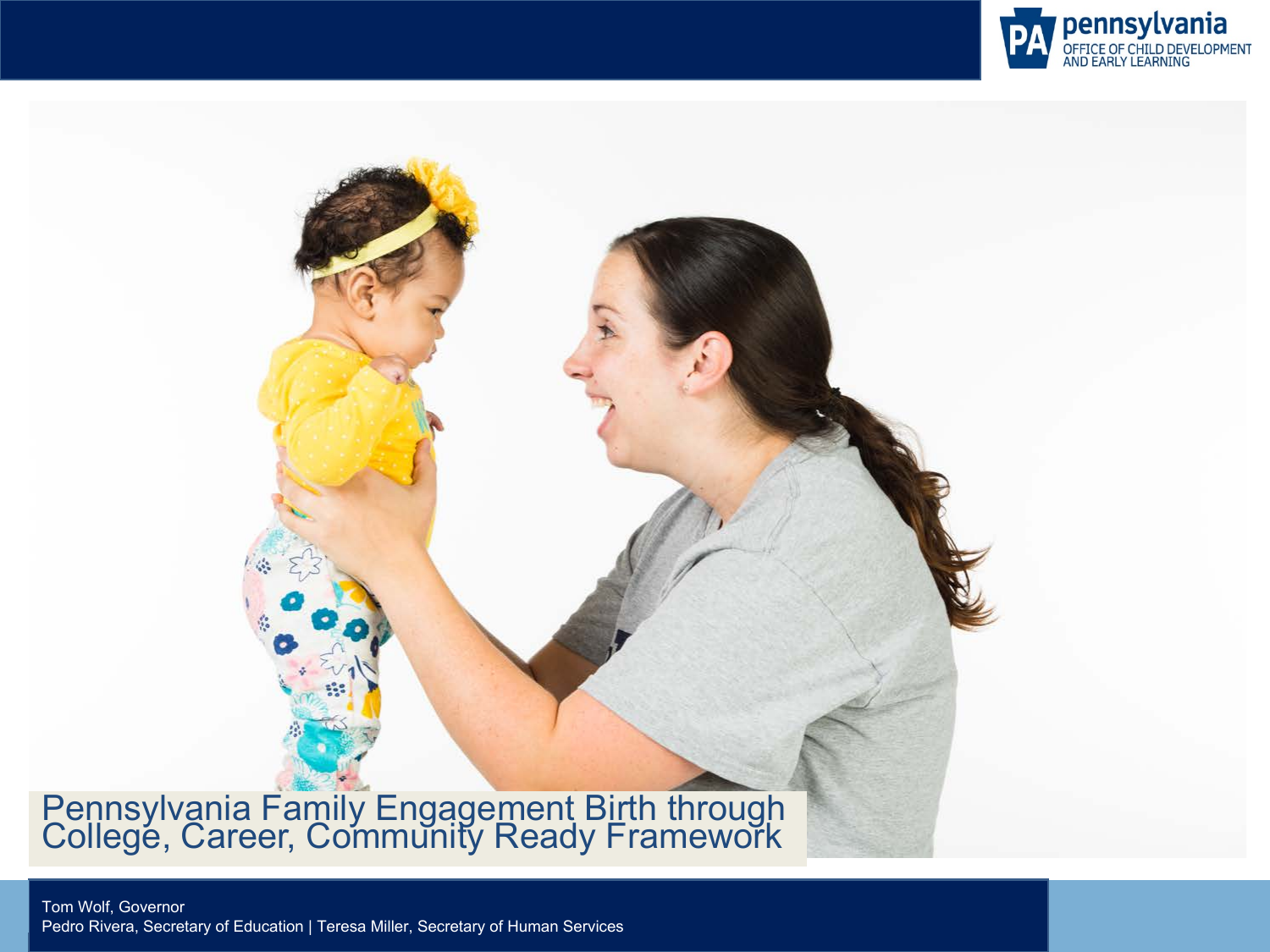pennsylvania
OFFICE OF CHILD DEVELOPMENT AND EARLY LEARNING

# Pennsylvania Family Engagement Birth through College, Career, Community Ready Framework

Tom Wolf, Governor
Pedro Rivera, Secretary of Education | Teresa Miller, Secretary of Human Services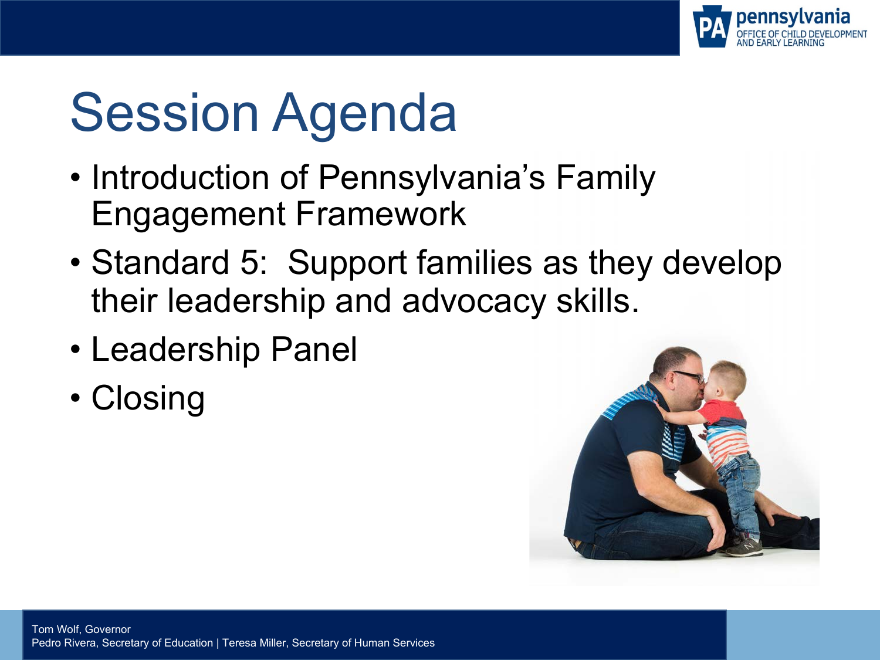# Session Agenda

- Introduction of Pennsylvania's Family Engagement Framework
- Standard 5: Support families as they develop their leadership and advocacy skills.
- Leadership Panel
- Closing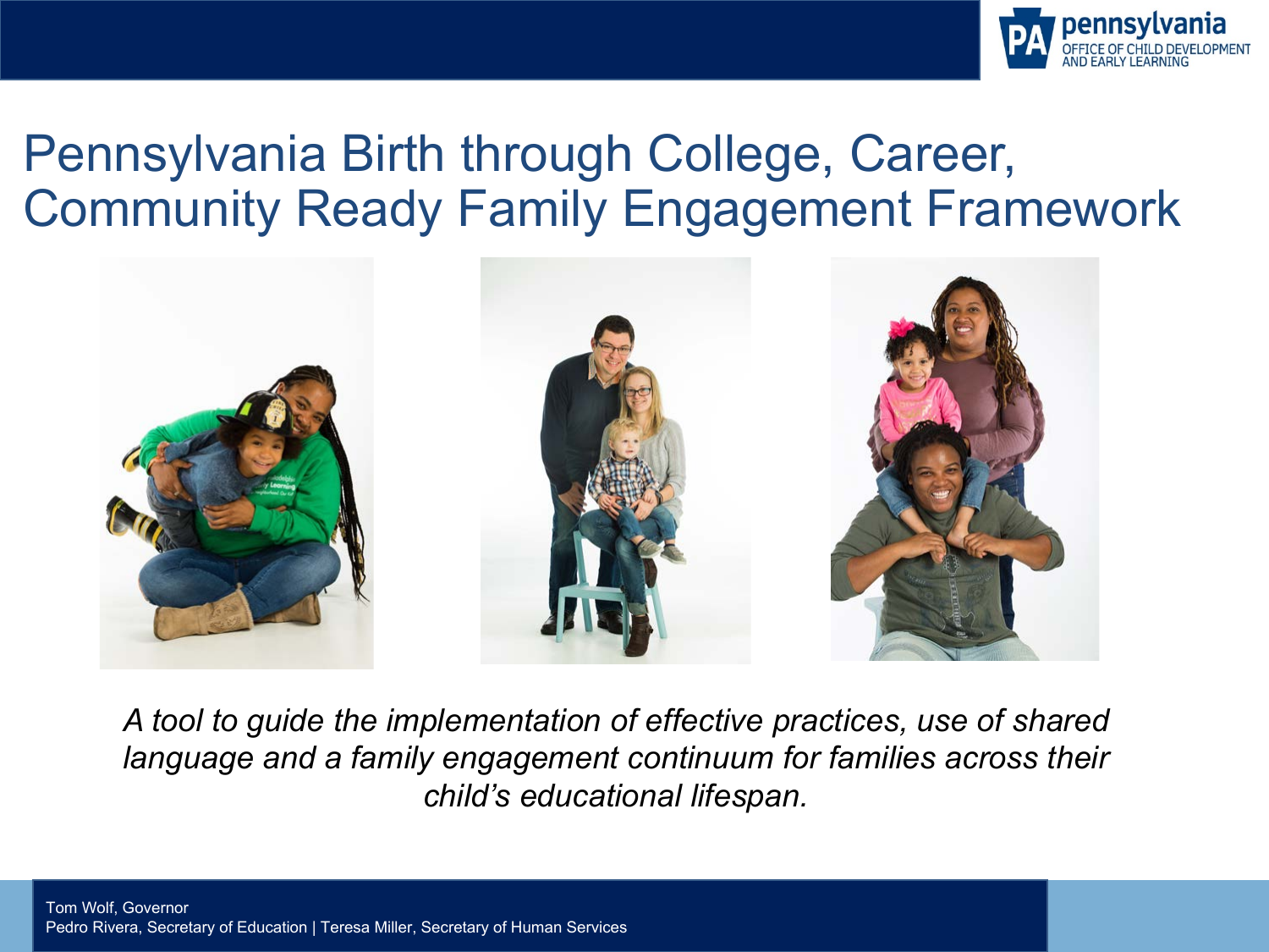# Pennsylvania Birth through College, Career, Community Ready Family Engagement Framework

*A tool to guide the implementation of effective practices, use of shared language and a family engagement continuum for families across their child's educational lifespan.*

Tom Wolf, Governor
Pedro Rivera, Secretary of Education | Teresa Miller, Secretary of Human Services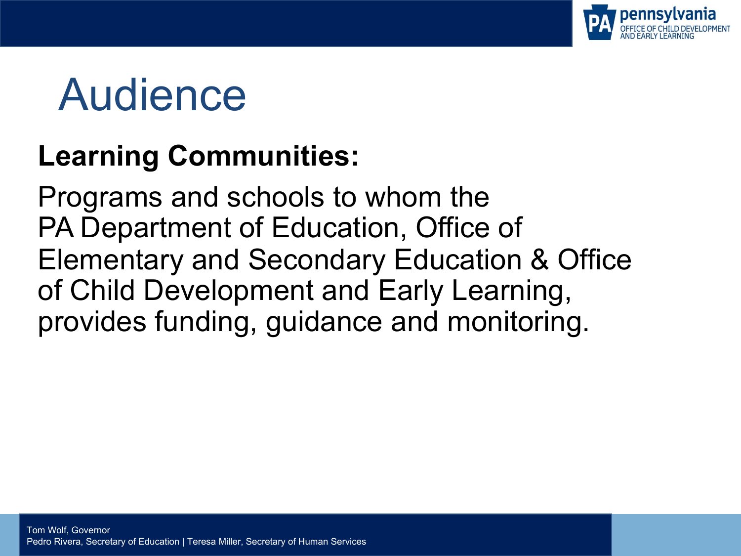# Audience

**Learning Communities:**

Programs and schools to whom the PA Department of Education, Office of Elementary and Secondary Education & Office of Child Development and Early Learning, provides funding, guidance and monitoring.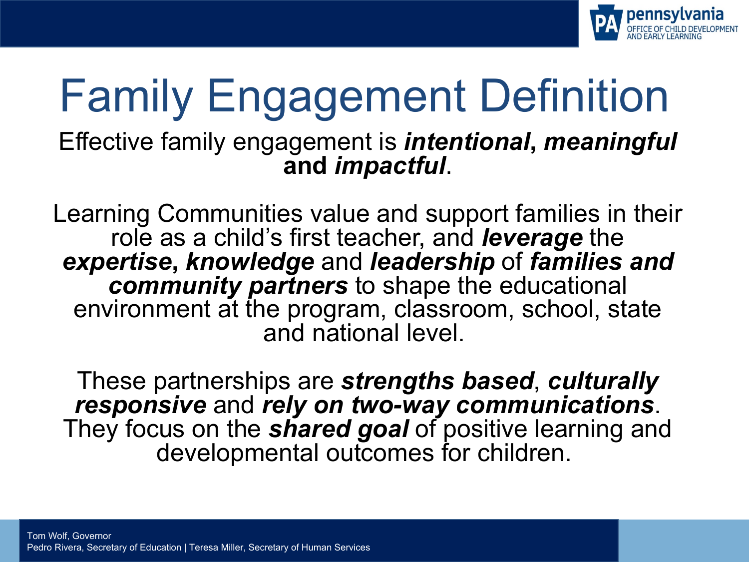# Family Engagement Definition

Effective family engagement is ***intentional***, ***meaningful*** **and** ***impactful***.

Learning Communities value and support families in their role as a child's first teacher, and ***leverage*** the ***expertise***, ***knowledge*** and ***leadership*** of ***families and community partners*** to shape the educational environment at the program, classroom, school, state and national level.

These partnerships are ***strengths based***, ***culturally responsive*** and ***rely on two-way communications***. They focus on the ***shared goal*** of positive learning and developmental outcomes for children.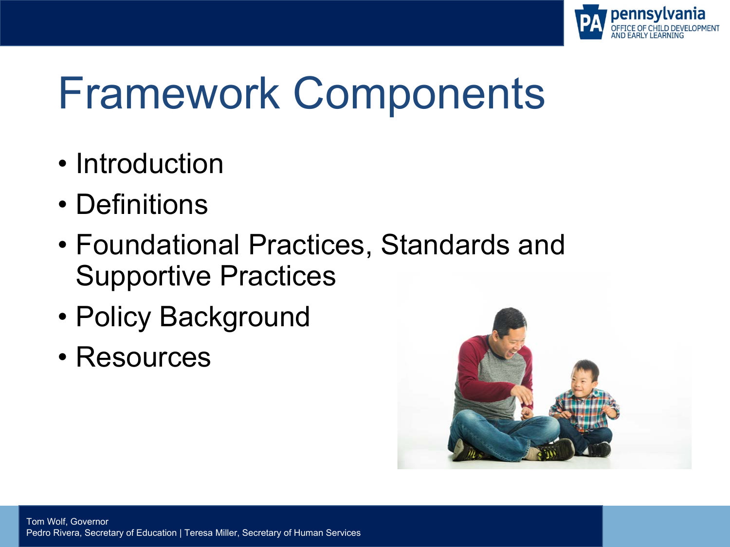# Framework Components

- Introduction
- Definitions
- Foundational Practices, Standards and Supportive Practices
- Policy Background
- Resources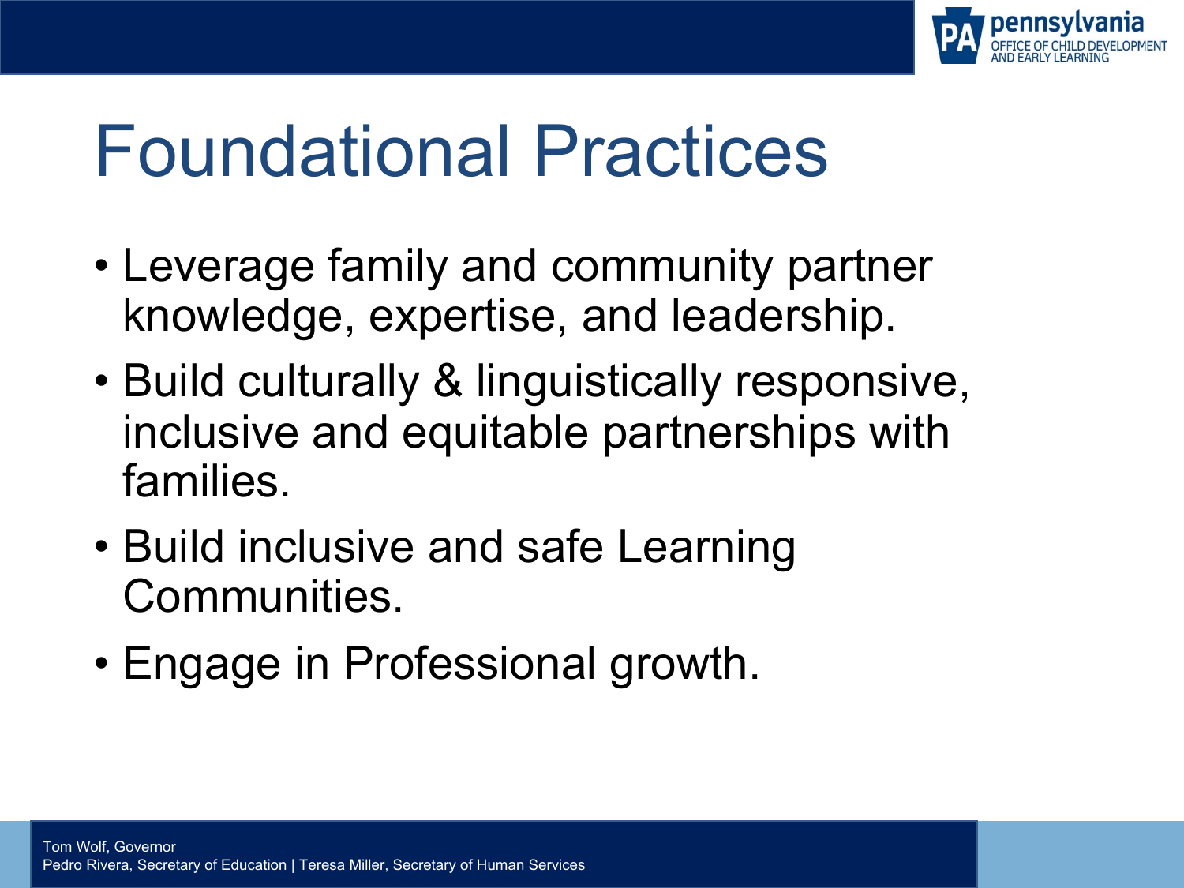# Foundational Practices

- Leverage family and community partner knowledge, expertise, and leadership.
- Build culturally & linguistically responsive, inclusive and equitable partnerships with families.
- Build inclusive and safe Learning Communities.
- Engage in Professional growth.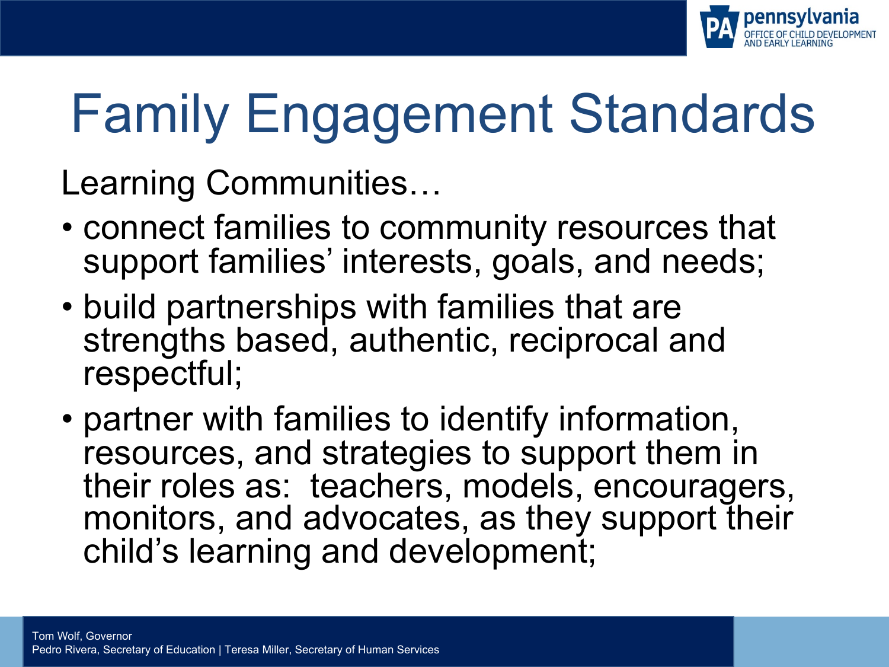# Family Engagement Standards

Learning Communities…

- connect families to community resources that support families' interests, goals, and needs;
- build partnerships with families that are strengths based, authentic, reciprocal and respectful;
- partner with families to identify information, resources, and strategies to support them in their roles as: teachers, models, encouragers, monitors, and advocates, as they support their child's learning and development;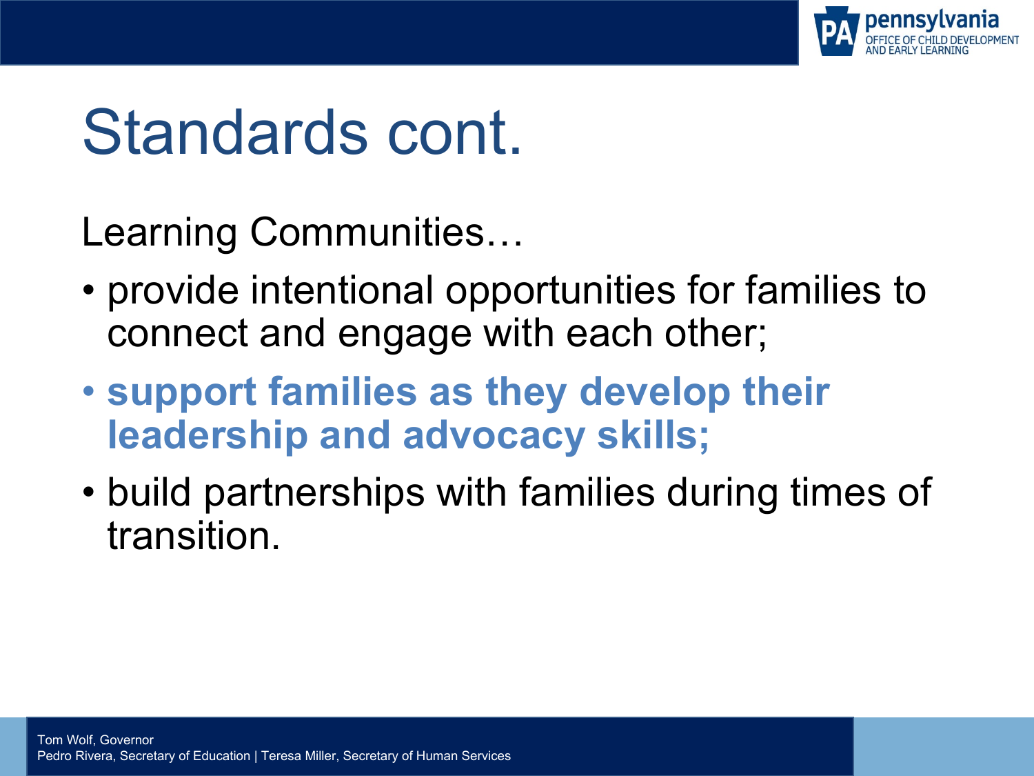# Standards cont.

Learning Communities…

- provide intentional opportunities for families to connect and engage with each other;
- **support families as they develop their leadership and advocacy skills;**
- build partnerships with families during times of transition.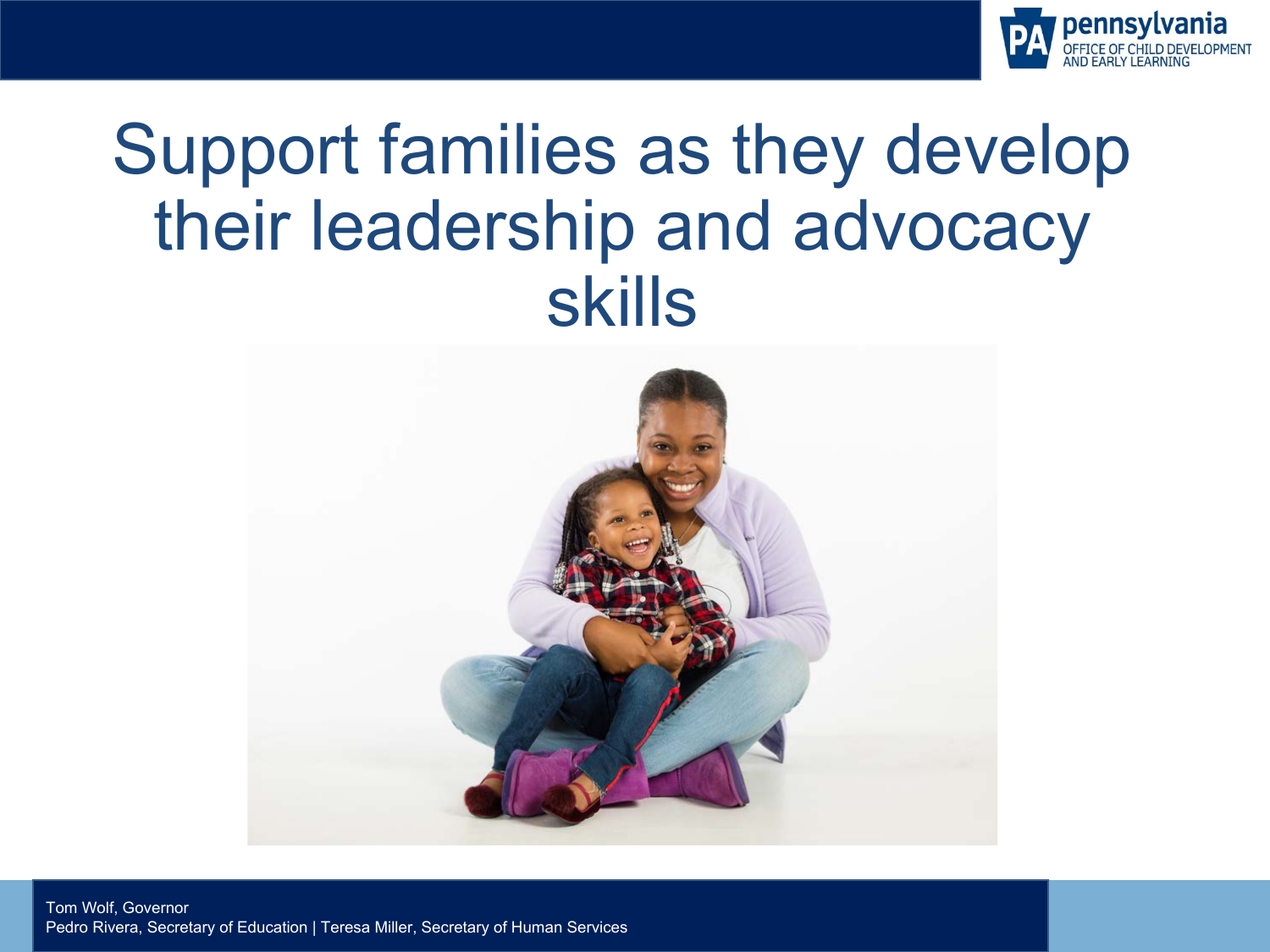# Support families as they develop their leadership and advocacy skills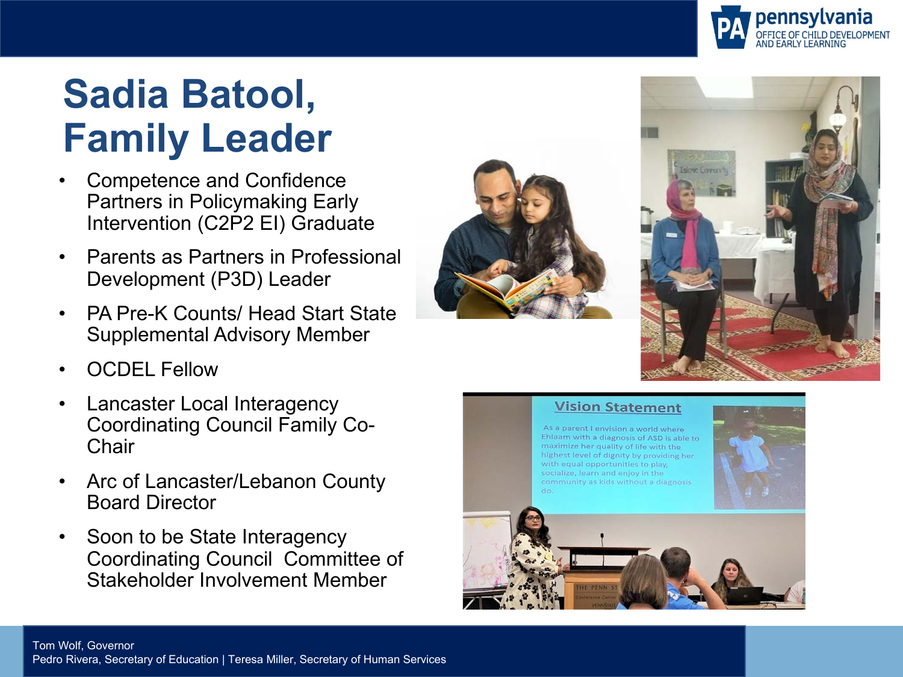# Sadia Batool, Family Leader

- Competence and Confidence Partners in Policymaking Early Intervention (C2P2 EI) Graduate
- Parents as Partners in Professional Development (P3D) Leader
- PA Pre-K Counts/ Head Start State Supplemental Advisory Member
- OCDEL Fellow
- Lancaster Local Interagency Coordinating Council Family Co-Chair
- Arc of Lancaster/Lebanon County Board Director
- Soon to be State Interagency Coordinating Council Committee of Stakeholder Involvement Member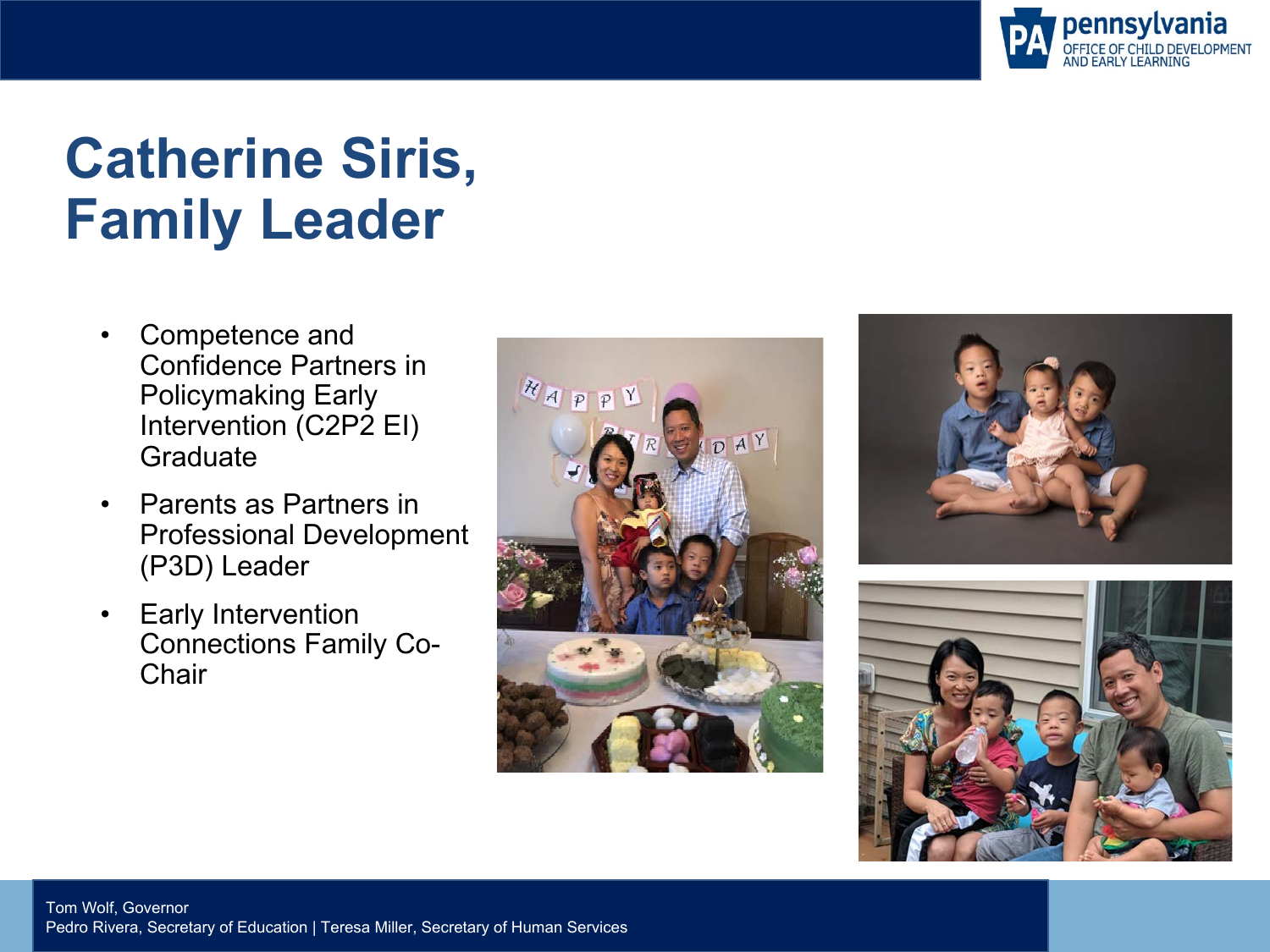# Catherine Siris, Family Leader

- Competence and Confidence Partners in Policymaking Early Intervention (C2P2 EI) Graduate
- Parents as Partners in Professional Development (P3D) Leader
- Early Intervention Connections Family Co-Chair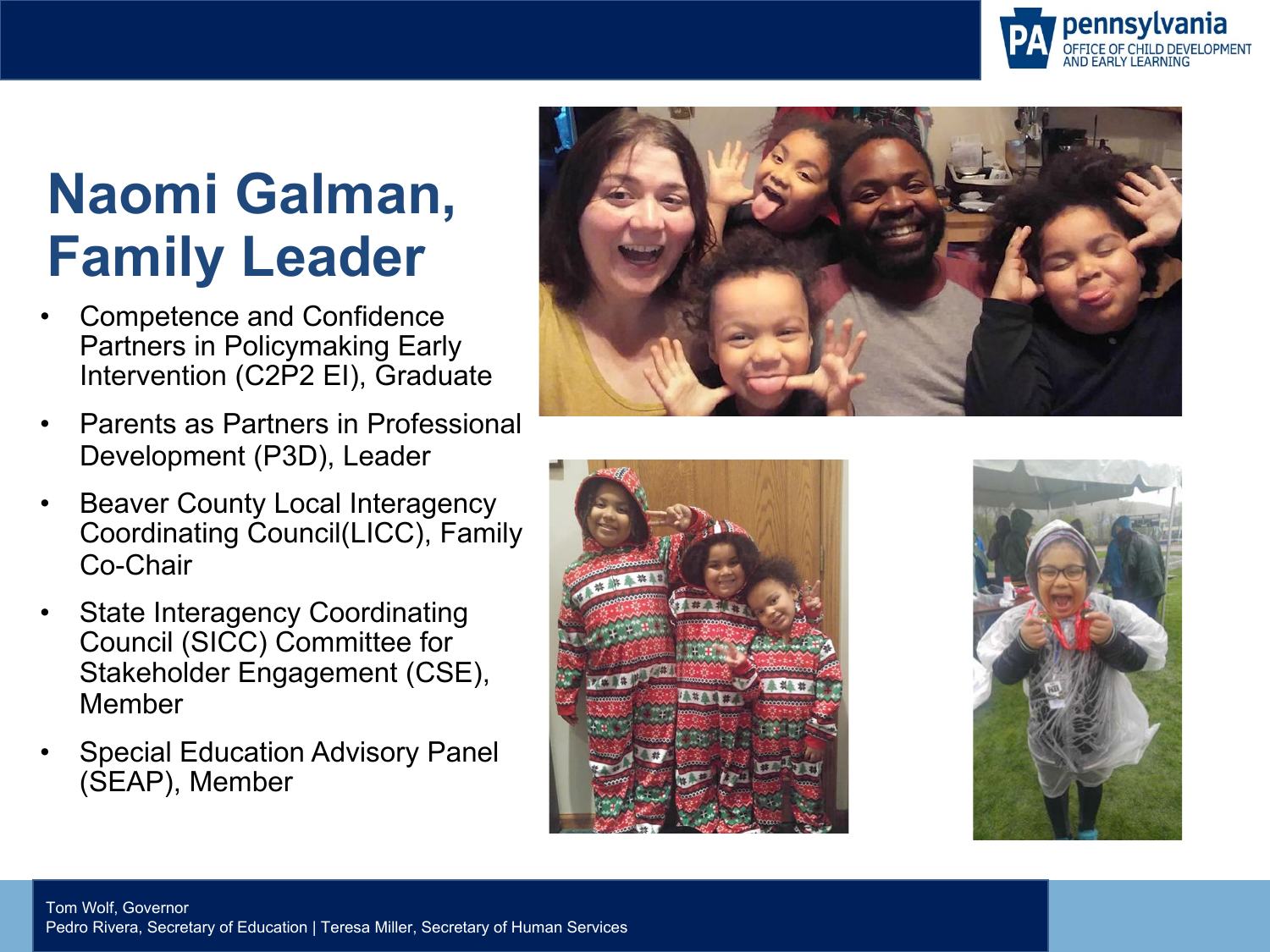# Naomi Galman, Family Leader

- Competence and Confidence Partners in Policymaking Early Intervention (C2P2 EI), Graduate
- Parents as Partners in Professional Development (P3D), Leader
- Beaver County Local Interagency Coordinating Council(LICC), Family Co-Chair
- State Interagency Coordinating Council (SICC) Committee for Stakeholder Engagement (CSE), Member
- Special Education Advisory Panel (SEAP), Member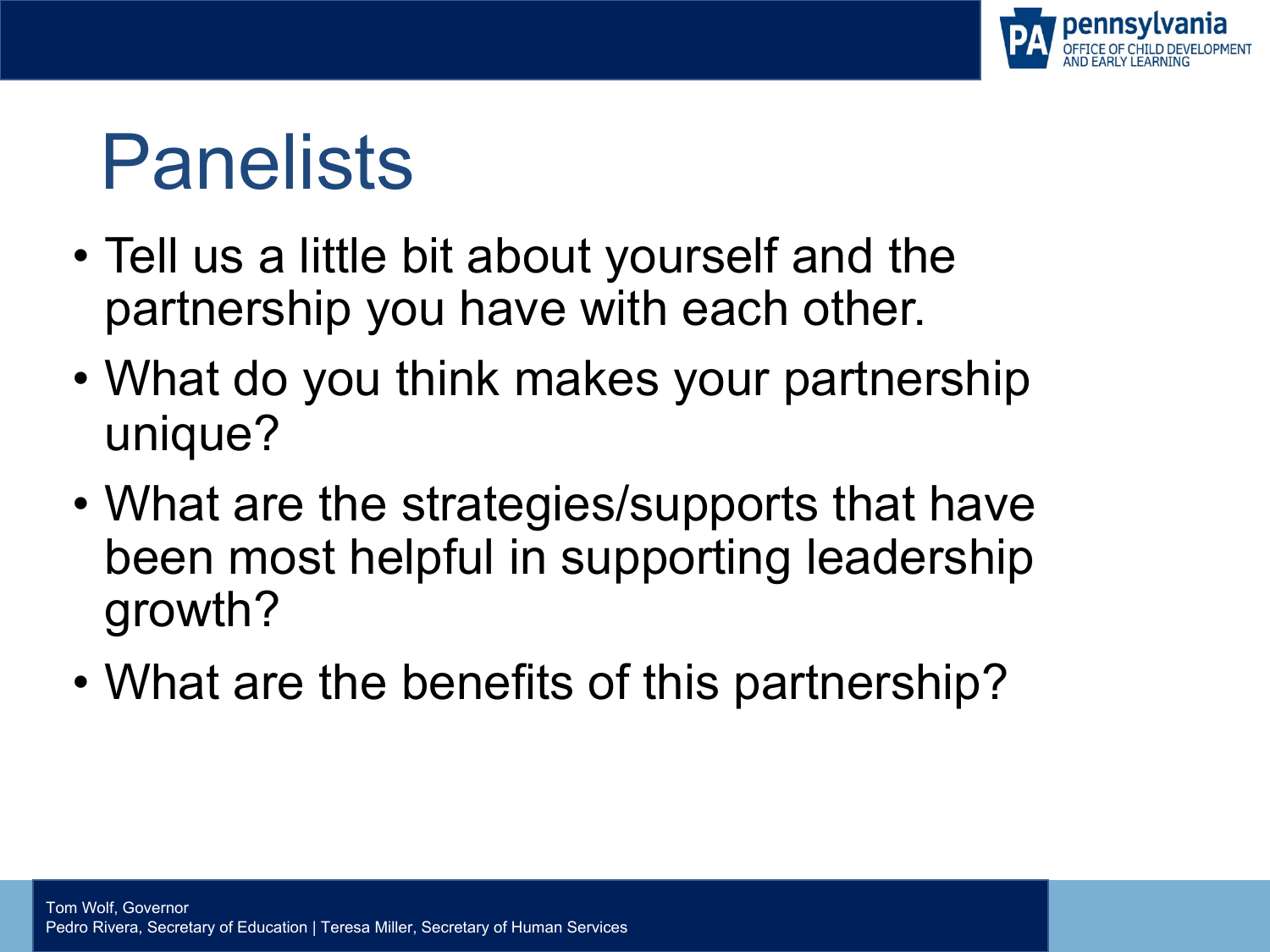# Panelists

- Tell us a little bit about yourself and the partnership you have with each other.
- What do you think makes your partnership unique?
- What are the strategies/supports that have been most helpful in supporting leadership growth?
- What are the benefits of this partnership?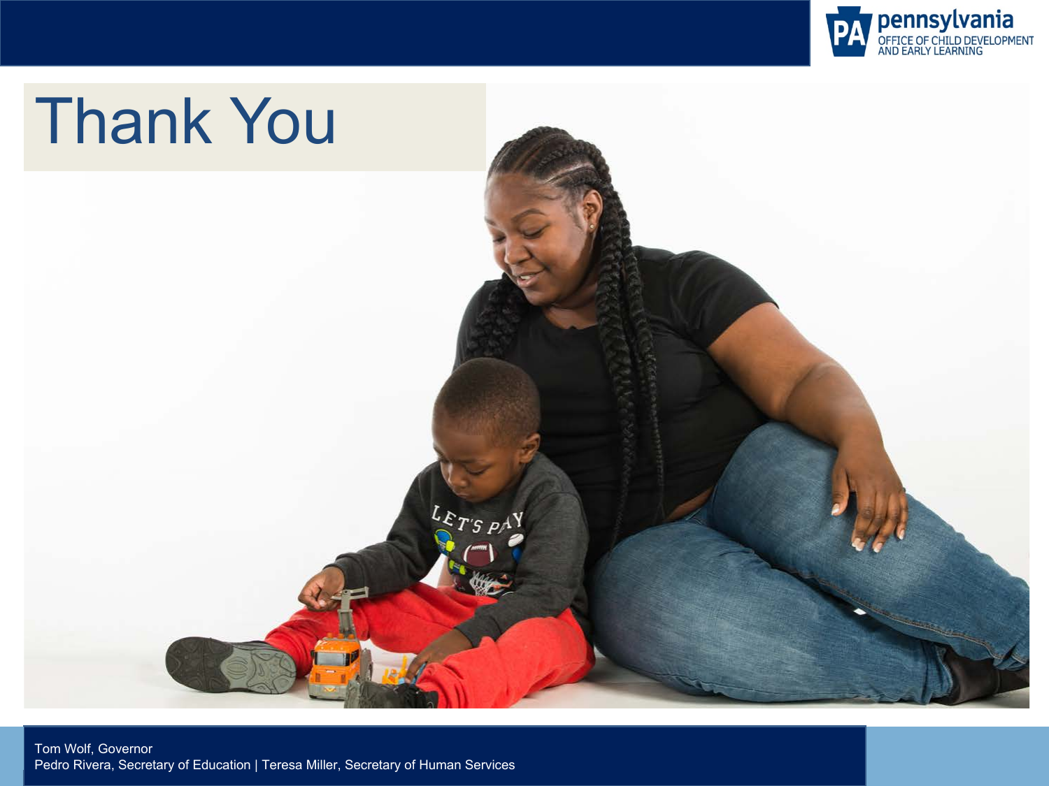# Thank You

Tom Wolf, Governor
Pedro Rivera, Secretary of Education | Teresa Miller, Secretary of Human Services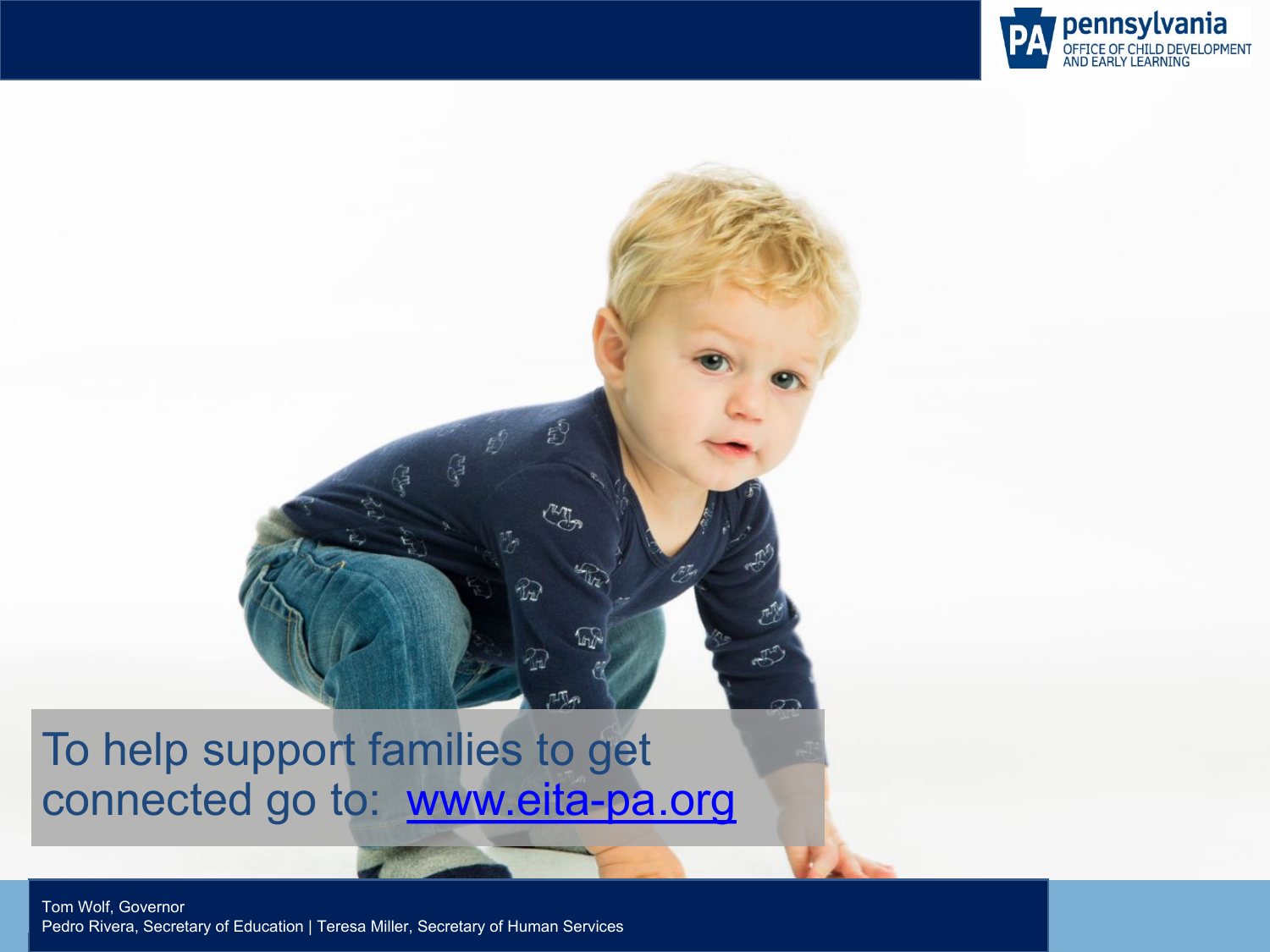To help support families to get connected go to: [www.eita-pa.org](http://www.eita-pa.org)